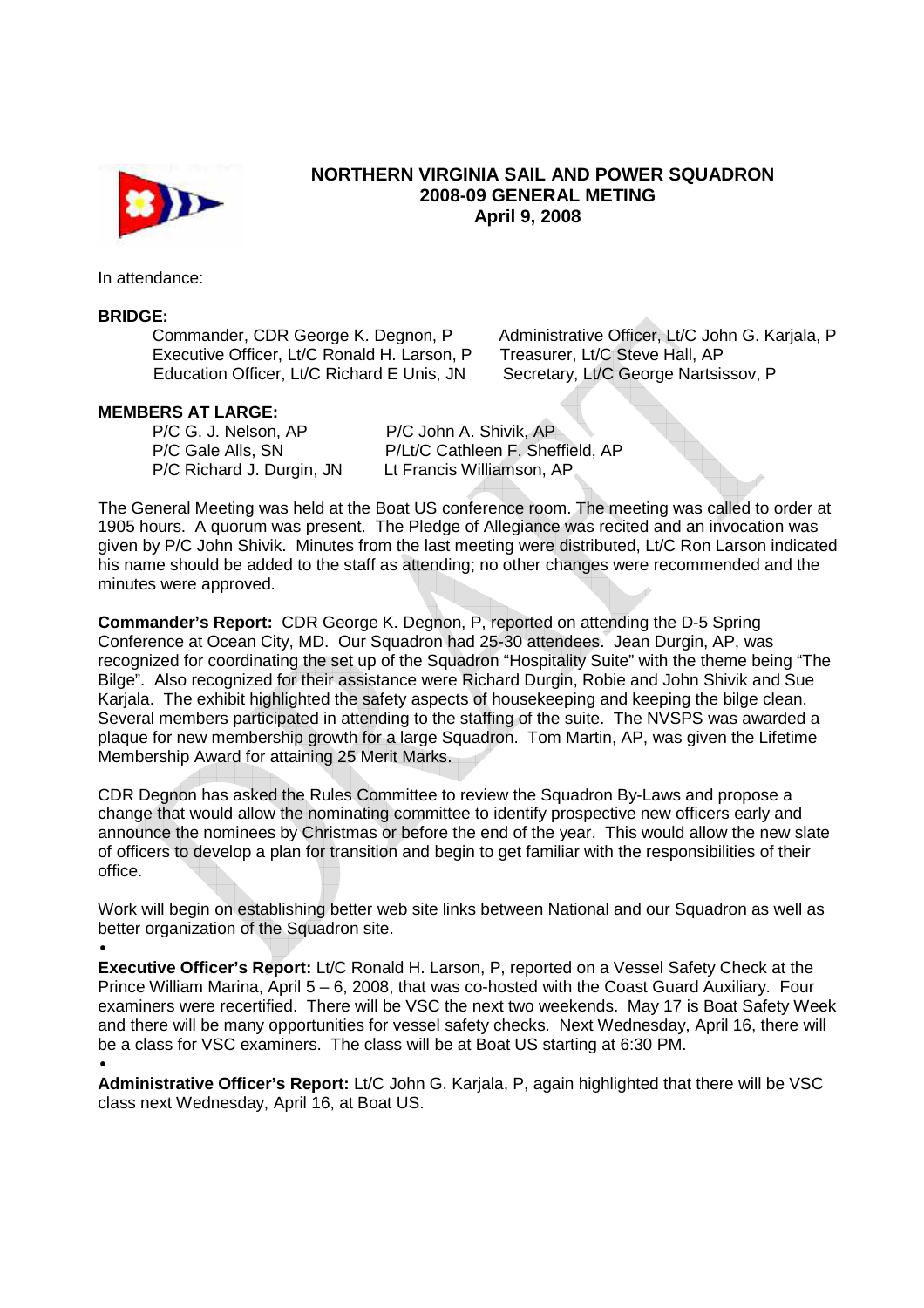# NORTHERN VIRGINIA SAIL AND POWER SQUADRON
## 2008-09 GENERAL METING
## April 9, 2008

In attendance:

**BRIDGE:**

Commander, CDR George K. Degnon, P
Executive Officer, Lt/C Ronald H. Larson, P
Education Officer, Lt/C Richard E Unis, JN
Administrative Officer, Lt/C John G. Karjala, P
Treasurer, Lt/C Steve Hall, AP
Secretary, Lt/C George Nartsissov, P

**MEMBERS AT LARGE:**

P/C G. J. Nelson, AP
P/C Gale Alls, SN
P/C Richard J. Durgin, JN
P/C John A. Shivik, AP
P/Lt/C Cathleen F. Sheffield, AP
Lt Francis Williamson, AP

The General Meeting was held at the Boat US conference room. The meeting was called to order at 1905 hours. A quorum was present. The Pledge of Allegiance was recited and an invocation was given by P/C John Shivik. Minutes from the last meeting were distributed, Lt/C Ron Larson indicated his name should be added to the staff as attending; no other changes were recommended and the minutes were approved.

**Commander's Report:** CDR George K. Degnon, P, reported on attending the D-5 Spring Conference at Ocean City, MD. Our Squadron had 25-30 attendees. Jean Durgin, AP, was recognized for coordinating the set up of the Squadron "Hospitality Suite" with the theme being "The Bilge". Also recognized for their assistance were Richard Durgin, Robie and John Shivik and Sue Karjala. The exhibit highlighted the safety aspects of housekeeping and keeping the bilge clean. Several members participated in attending to the staffing of the suite. The NVSPS was awarded a plaque for new membership growth for a large Squadron. Tom Martin, AP, was given the Lifetime Membership Award for attaining 25 Merit Marks.

CDR Degnon has asked the Rules Committee to review the Squadron By-Laws and propose a change that would allow the nominating committee to identify prospective new officers early and announce the nominees by Christmas or before the end of the year. This would allow the new slate of officers to develop a plan for transition and begin to get familiar with the responsibilities of their office.

Work will begin on establishing better web site links between National and our Squadron as well as better organization of the Squadron site.

•

**Executive Officer's Report:** Lt/C Ronald H. Larson, P, reported on a Vessel Safety Check at the Prince William Marina, April 5 – 6, 2008, that was co-hosted with the Coast Guard Auxiliary. Four examiners were recertified. There will be VSC the next two weekends. May 17 is Boat Safety Week and there will be many opportunities for vessel safety checks. Next Wednesday, April 16, there will be a class for VSC examiners. The class will be at Boat US starting at 6:30 PM.

•

**Administrative Officer's Report:** Lt/C John G. Karjala, P, again highlighted that there will be VSC class next Wednesday, April 16, at Boat US.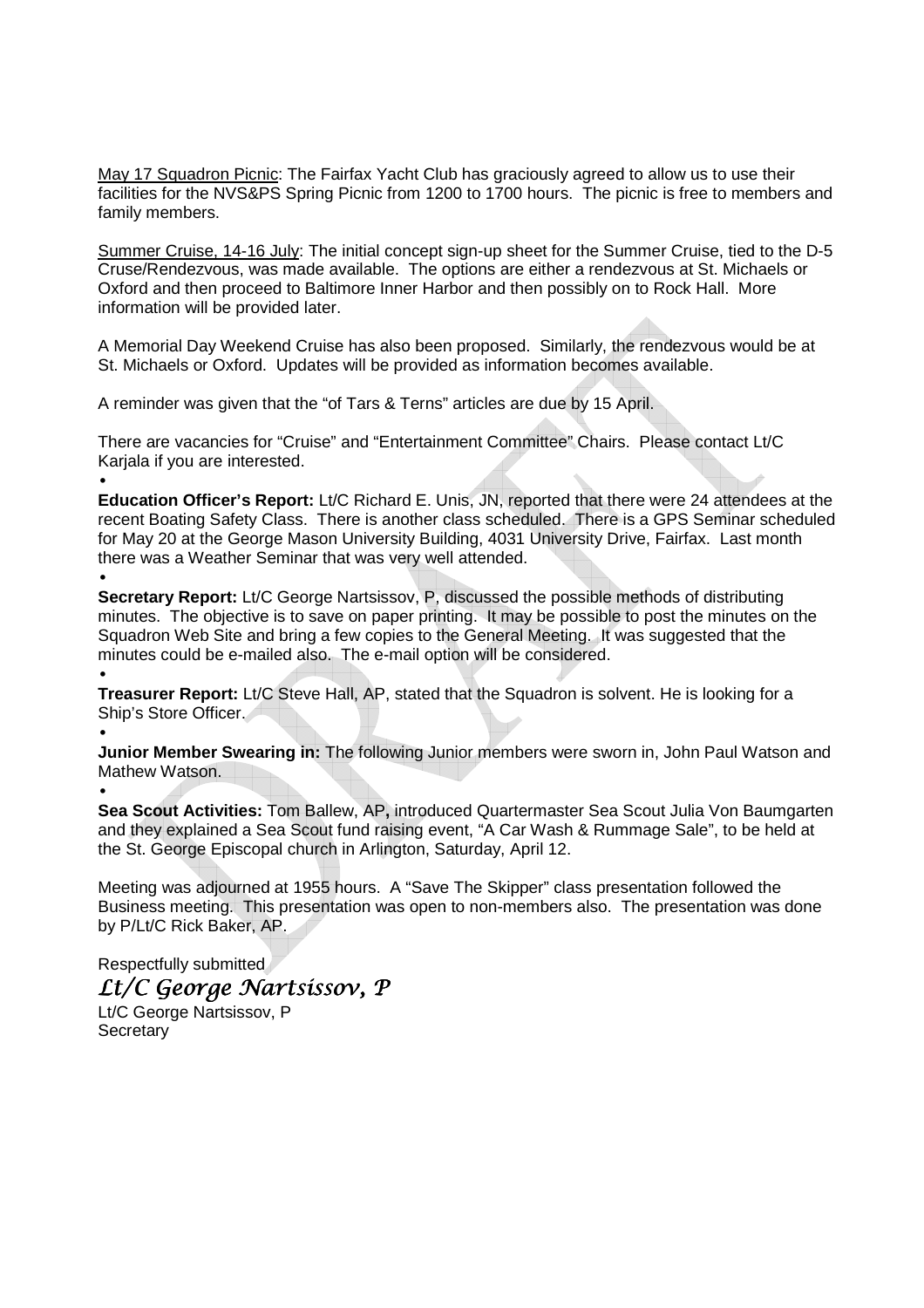<u>May 17 Squadron Picnic</u>: The Fairfax Yacht Club has graciously agreed to allow us to use their facilities for the NVS&PS Spring Picnic from 1200 to 1700 hours. The picnic is free to members and family members.

<u>Summer Cruise, 14-16 July</u>: The initial concept sign-up sheet for the Summer Cruise, tied to the D-5 Cruse/Rendezvous, was made available. The options are either a rendezvous at St. Michaels or Oxford and then proceed to Baltimore Inner Harbor and then possibly on to Rock Hall. More information will be provided later.

A Memorial Day Weekend Cruise has also been proposed. Similarly, the rendezvous would be at St. Michaels or Oxford. Updates will be provided as information becomes available.

A reminder was given that the "of Tars & Terns" articles are due by 15 April.

There are vacancies for "Cruise" and "Entertainment Committee" Chairs. Please contact Lt/C Karjala if you are interested.

•

**Education Officer's Report:** Lt/C Richard E. Unis, JN, reported that there were 24 attendees at the recent Boating Safety Class. There is another class scheduled. There is a GPS Seminar scheduled for May 20 at the George Mason University Building, 4031 University Drive, Fairfax. Last month there was a Weather Seminar that was very well attended.

•

**Secretary Report:** Lt/C George Nartsissov, P, discussed the possible methods of distributing minutes. The objective is to save on paper printing. It may be possible to post the minutes on the Squadron Web Site and bring a few copies to the General Meeting. It was suggested that the minutes could be e-mailed also. The e-mail option will be considered.

•

**Treasurer Report:** Lt/C Steve Hall, AP, stated that the Squadron is solvent. He is looking for a Ship's Store Officer.

•

**Junior Member Swearing in:** The following Junior members were sworn in, John Paul Watson and Mathew Watson.

•

**Sea Scout Activities:** Tom Ballew, AP**,** introduced Quartermaster Sea Scout Julia Von Baumgarten and they explained a Sea Scout fund raising event, "A Car Wash & Rummage Sale", to be held at the St. George Episcopal church in Arlington, Saturday, April 12.

Meeting was adjourned at 1955 hours. A "Save The Skipper" class presentation followed the Business meeting. This presentation was open to non-members also. The presentation was done by P/Lt/C Rick Baker, AP.

Respectfully submitted

*Lt/C George Nartsissov, P*

Lt/C George Nartsissov, P
Secretary